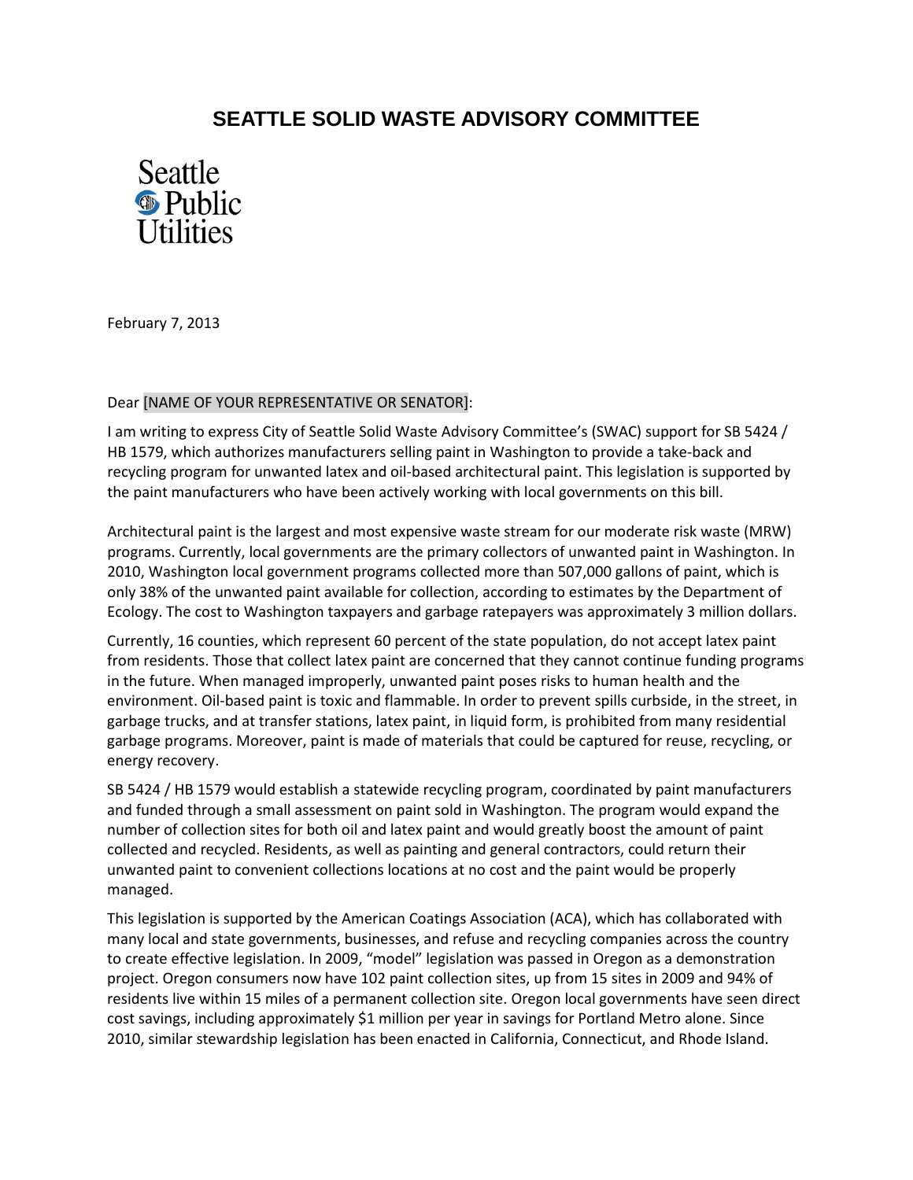# SEATTLE SOLID WASTE ADVISORY COMMITTEE

Seattle Public Utilities

February 7, 2013

Dear [NAME OF YOUR REPRESENTATIVE OR SENATOR]:

I am writing to express City of Seattle Solid Waste Advisory Committee's (SWAC) support for SB 5424 / HB 1579, which authorizes manufacturers selling paint in Washington to provide a take-back and recycling program for unwanted latex and oil-based architectural paint. This legislation is supported by the paint manufacturers who have been actively working with local governments on this bill.

Architectural paint is the largest and most expensive waste stream for our moderate risk waste (MRW) programs. Currently, local governments are the primary collectors of unwanted paint in Washington. In 2010, Washington local government programs collected more than 507,000 gallons of paint, which is only 38% of the unwanted paint available for collection, according to estimates by the Department of Ecology. The cost to Washington taxpayers and garbage ratepayers was approximately 3 million dollars.

Currently, 16 counties, which represent 60 percent of the state population, do not accept latex paint from residents. Those that collect latex paint are concerned that they cannot continue funding programs in the future. When managed improperly, unwanted paint poses risks to human health and the environment. Oil-based paint is toxic and flammable. In order to prevent spills curbside, in the street, in garbage trucks, and at transfer stations, latex paint, in liquid form, is prohibited from many residential garbage programs. Moreover, paint is made of materials that could be captured for reuse, recycling, or energy recovery.

SB 5424 / HB 1579 would establish a statewide recycling program, coordinated by paint manufacturers and funded through a small assessment on paint sold in Washington. The program would expand the number of collection sites for both oil and latex paint and would greatly boost the amount of paint collected and recycled. Residents, as well as painting and general contractors, could return their unwanted paint to convenient collections locations at no cost and the paint would be properly managed.

This legislation is supported by the American Coatings Association (ACA), which has collaborated with many local and state governments, businesses, and refuse and recycling companies across the country to create effective legislation. In 2009, "model" legislation was passed in Oregon as a demonstration project. Oregon consumers now have 102 paint collection sites, up from 15 sites in 2009 and 94% of residents live within 15 miles of a permanent collection site. Oregon local governments have seen direct cost savings, including approximately $1 million per year in savings for Portland Metro alone. Since 2010, similar stewardship legislation has been enacted in California, Connecticut, and Rhode Island.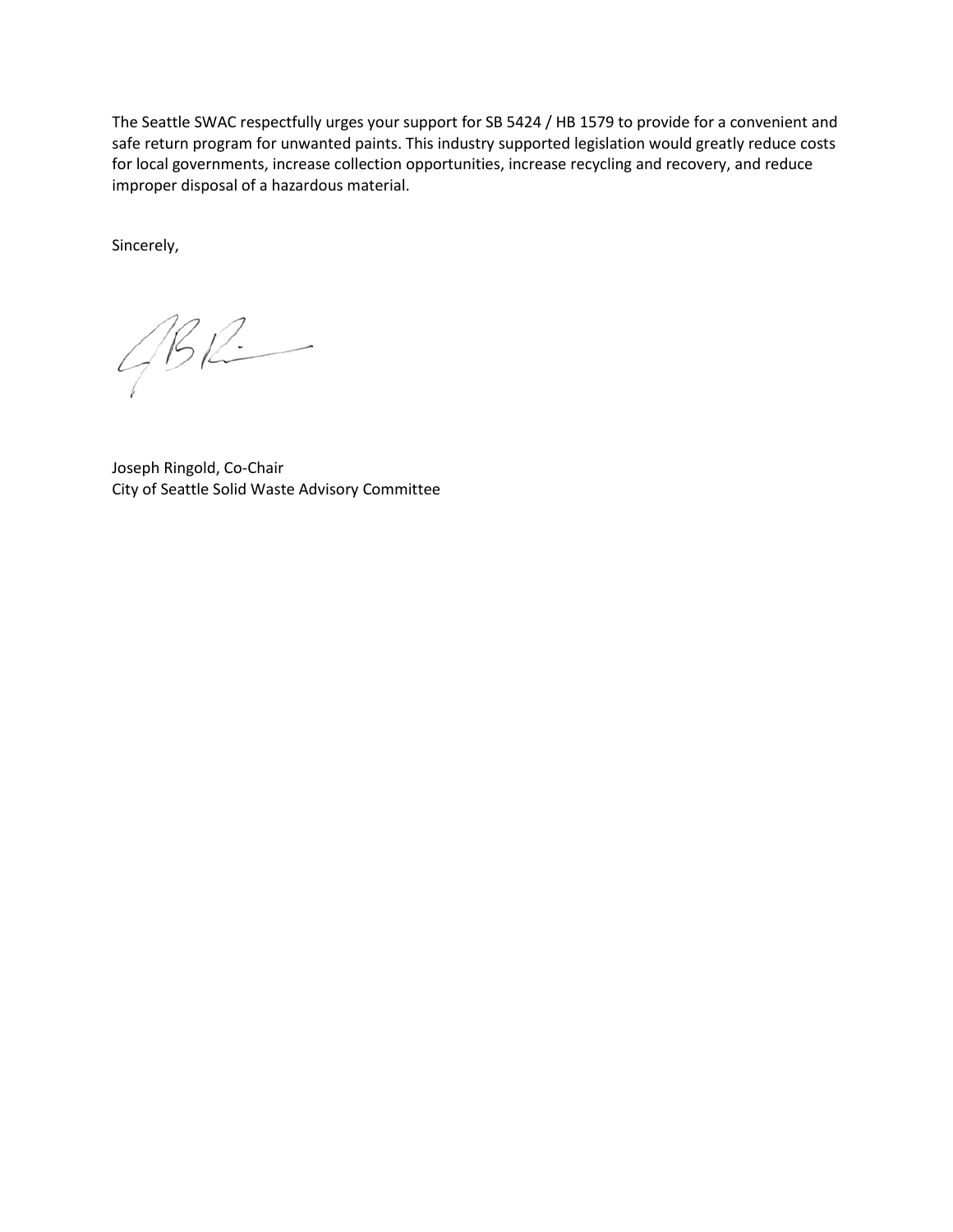The Seattle SWAC respectfully urges your support for SB 5424 / HB 1579 to provide for a convenient and safe return program for unwanted paints. This industry supported legislation would greatly reduce costs for local governments, increase collection opportunities, increase recycling and recovery, and reduce improper disposal of a hazardous material.

Sincerely,

Joseph Ringold, Co-Chair
City of Seattle Solid Waste Advisory Committee